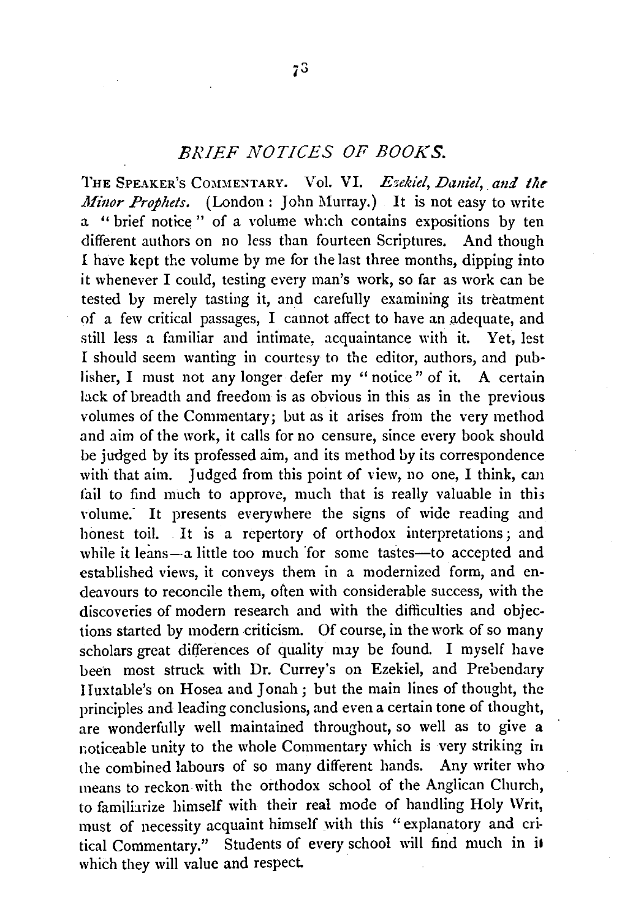## *BRIEF NOTICES OF BOOKS.*

THE SPEAKER'S COMMENTARY. Vol. VI. *Ezekiel, Daniel, and the Minor Prophets.* (London: John Murray.) It is not easy to write a "brief notice" of a volume which contains expositions by ten different authors on no less than fourteen Scriptures. And though I have kept the volume by me for the last three months, dipping into it whenever I could, testing every man's work, so far as work can be tested by merely tasting it, and carefully examining its treatment of a few critical passages, I cannot affect to have an adequate, and still less a familiar and intimate, acquaintance with it. Yet, lest I should seem wanting in courtesy to the editor, authors, and publisher, I must not any longer defer my "notice" of it. A certain lack of breadth and freedom is as obvious in this as in the previous volumes of the Commentary; but as it arises from the very method and aim of the work, it calls for no censure, since every book should be judged by its professed aim, and its method by its correspondence with that aim. Judged from this point of view, no one, I think, can fail to find much to approve, much that is really valuable in this volume. It presents everywhere the signs of wide reading and honest toil. It is a repertory of orthodox interpretations; and while it leans—a little too much for some tastes—to accepted and established views, it conveys them in a modernized form, and endeavours to reconcile them, often with considerable success, with the discoveries of modern research and with the difficulties and objections started by modern criticism. Of course, in the work of so many scholars great differences of quality may be found. I myself have been most struck with Dr. Currey's on Ezekiel, and Prebendary Huxtable's on Hosea and Jonah; but the main lines of thought, the principles and leading conclusions, and even a certain tone of thought, are wonderfully well maintained throughout, so well as to give a noticeable unity to the whole Commentary which is very striking in the combined labours of so many different hands. Any writer who means to reckon with the orthodox school of the Anglican Church, to familiarize himself with their real mode of handling Holy Writ, must of necessity acquaint himself with this "explanatory and critical Commentary." Students of every school will find much in it which they will value and respect.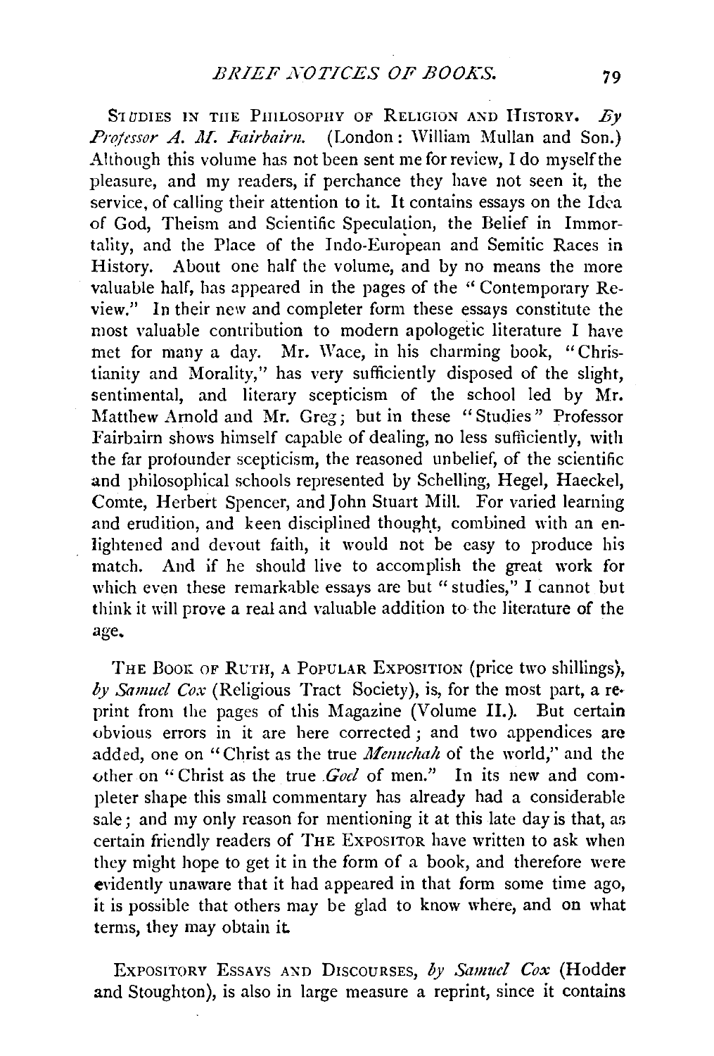STUDIES IN THE PHILOSOPHY OF RELIGION AND HISTORY. *By Professor A. M. Fairbairn.* (London: William Mullan and Son.) Although this volume has not been sent me for review, I do myself the pleasure, and my readers, if perchance they have not seen it, the service, of calling their attention to it. It contains essays on the Idea of God, Theism and Scientific Speculation, the Belief in Immortality, and the Place of the Indo-European and Semitic Races in History. About one half the volume, and by no means the more valuable half, has appeared in the pages of the "Contemporary Review." In their new and completer form these essays constitute the most valuable contribution to modern apologetic literature I have met for many a day. Mr. Wace, in his charming book, "Christianity and Morality," has very sufficiently disposed of the slight, sentimental, and literary scepticism of the school led by Mr. Matthew Arnold and Mr. Greg; but in these "Studies" Professor Fairbairn shows himself capable of dealing, no less sufficiently, with the far profounder scepticism, the reasoned unbelief, of the scientific and philosophical schools represented by Schelling, Hegel, Haeckel, Comte, Herbert Spencer, and John Stuart Mill. For varied learning and erudition, and keen disciplined thought, combined with an enlightened and devout faith, it would not be easy to produce his match. And if he should live to accomplish the great work for which even these remarkable essays are but "studies," I cannot but think it will prove a real and valuable addition to the literature of the age.

THE BOOK OF RUTH, A POPULAR EXPOSITION (price two shillings), *by Samuel Cox* (Religious Tract Society), is, for the most part, a reprint from the pages of this Magazine (Volume II.). But certain obvious errors in it are here corrected; and two appendices are added, one on "Christ as the true *Menuchah* of the world," and the other on "Christ as the true *Goel* of men." In its new and completer shape this small commentary has already had a considerable sale; and my only reason for mentioning it at this late day is that, as certain friendly readers of THE EXPOSITOR have written to ask when they might hope to get it in the form of a book, and therefore were evidently unaware that it had appeared in that form some time ago, it is possible that others may be glad to know where, and on what terms, they may obtain it.

EXPOSITORY ESSAYS AND DISCOURSES, *by Samuel Cox* (Hodder and Stoughton), is also in large measure a reprint, since it contains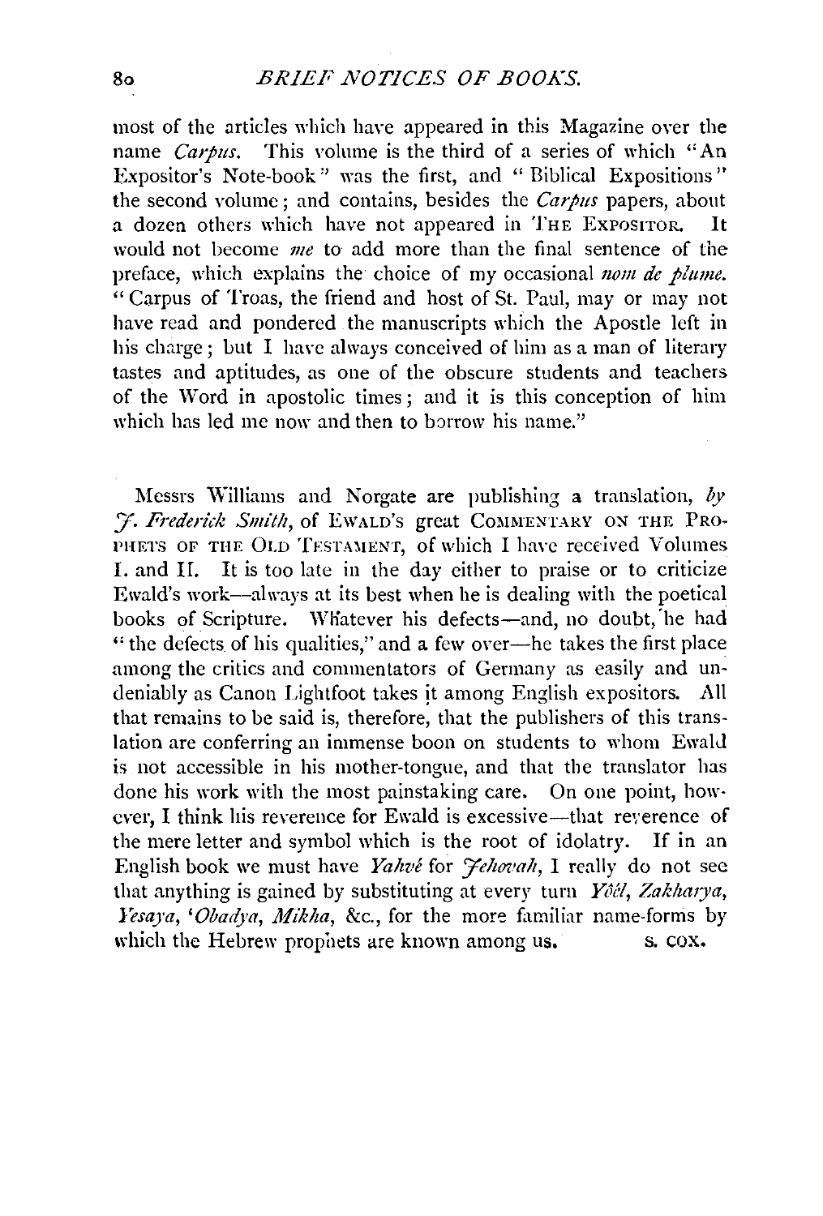most of the articles which have appeared in this Magazine over the name *Carpus*. This volume is the third of a series of which "An Expositor's Note-book" was the first, and "Biblical Expositions" the second volume; and contains, besides the *Carpus* papers, about a dozen others which have not appeared in THE EXPOSITOR. It would not become *me* to add more than the final sentence of the preface, which explains the choice of my occasional *nom de plume*. "Carpus of Troas, the friend and host of St. Paul, may or may not have read and pondered the manuscripts which the Apostle left in his charge; but I have always conceived of him as a man of literary tastes and aptitudes, as one of the obscure students and teachers of the Word in apostolic times; and it is this conception of him which has led me now and then to borrow his name."

Messrs Williams and Norgate are publishing a translation, *by J. Frederick Smith*, of EWALD'S great COMMENTARY ON THE PROPHETS OF THE OLD TESTAMENT, of which I have received Volumes I. and II. It is too late in the day either to praise or to criticize Ewald's work—always at its best when he is dealing with the poetical books of Scripture. Whatever his defects—and, no doubt, he had "the defects of his qualities," and a few over—he takes the first place among the critics and commentators of Germany as easily and undeniably as Canon Lightfoot takes it among English expositors. All that remains to be said is, therefore, that the publishers of this translation are conferring an immense boon on students to whom Ewald is not accessible in his mother-tongue, and that the translator has done his work with the most painstaking care. On one point, however, I think his reverence for Ewald is excessive—that reverence of the mere letter and symbol which is the root of idolatry. If in an English book we must have *Yahvé* for *Jehovah*, I really do not see that anything is gained by substituting at every turn *Yôél*, *Zakharya*, *Yesaya*, *'Obadya*, *Mikha*, &c., for the more familiar name-forms by which the Hebrew prophets are known among us. S. COX.